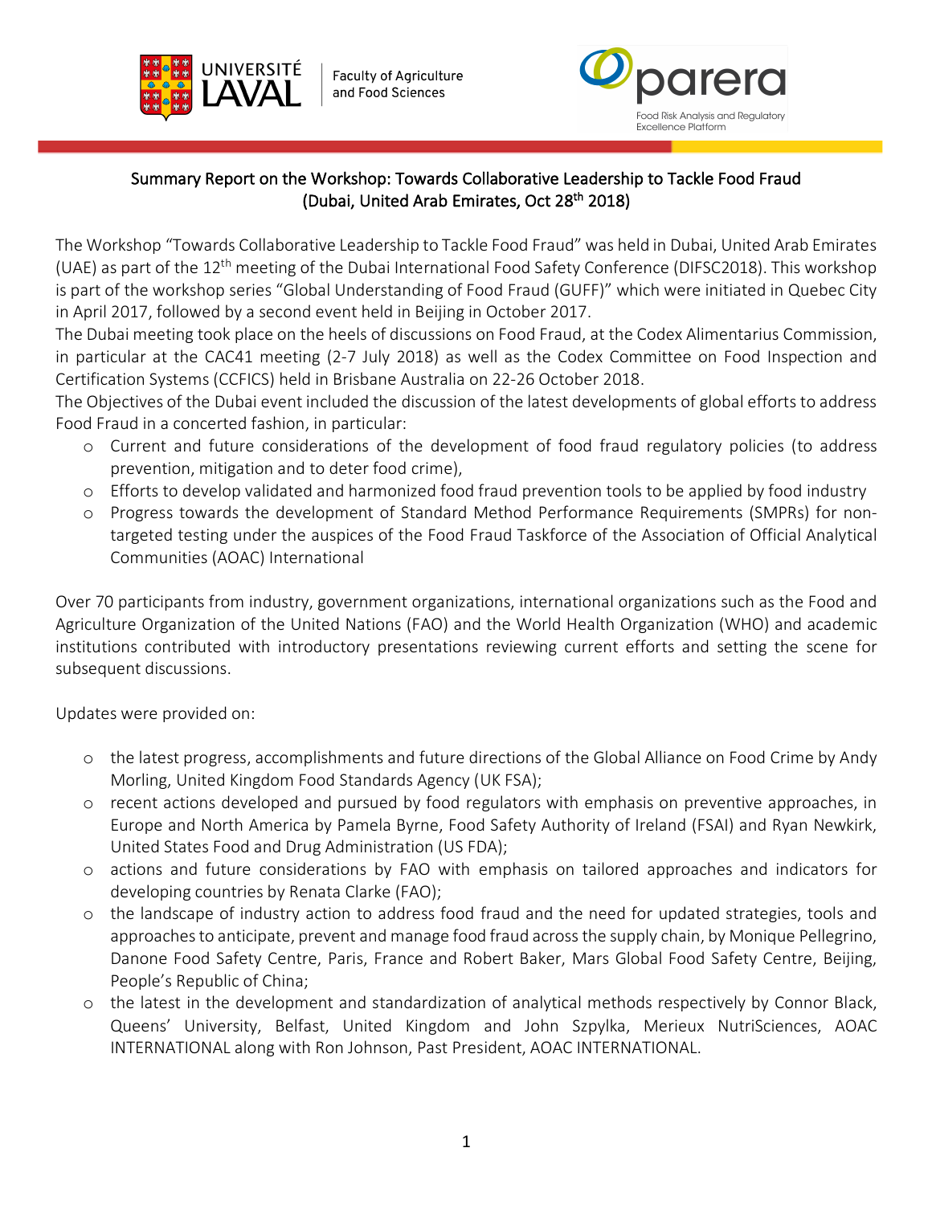Université Laval | Faculty of Agriculture and Food Sciences

parera — Food Risk Analysis and Regulatory Excellence Platform

## Summary Report on the Workshop: Towards Collaborative Leadership to Tackle Food Fraud (Dubai, United Arab Emirates, Oct 28th 2018)

The Workshop "Towards Collaborative Leadership to Tackle Food Fraud" was held in Dubai, United Arab Emirates (UAE) as part of the 12th meeting of the Dubai International Food Safety Conference (DIFSC2018). This workshop is part of the workshop series "Global Understanding of Food Fraud (GUFF)" which were initiated in Quebec City in April 2017, followed by a second event held in Beijing in October 2017.

The Dubai meeting took place on the heels of discussions on Food Fraud, at the Codex Alimentarius Commission, in particular at the CAC41 meeting (2-7 July 2018) as well as the Codex Committee on Food Inspection and Certification Systems (CCFICS) held in Brisbane Australia on 22-26 October 2018.

The Objectives of the Dubai event included the discussion of the latest developments of global efforts to address Food Fraud in a concerted fashion, in particular:

- Current and future considerations of the development of food fraud regulatory policies (to address prevention, mitigation and to deter food crime),
- Efforts to develop validated and harmonized food fraud prevention tools to be applied by food industry
- Progress towards the development of Standard Method Performance Requirements (SMPRs) for non-targeted testing under the auspices of the Food Fraud Taskforce of the Association of Official Analytical Communities (AOAC) International

Over 70 participants from industry, government organizations, international organizations such as the Food and Agriculture Organization of the United Nations (FAO) and the World Health Organization (WHO) and academic institutions contributed with introductory presentations reviewing current efforts and setting the scene for subsequent discussions.

Updates were provided on:

- the latest progress, accomplishments and future directions of the Global Alliance on Food Crime by Andy Morling, United Kingdom Food Standards Agency (UK FSA);
- recent actions developed and pursued by food regulators with emphasis on preventive approaches, in Europe and North America by Pamela Byrne, Food Safety Authority of Ireland (FSAI) and Ryan Newkirk, United States Food and Drug Administration (US FDA);
- actions and future considerations by FAO with emphasis on tailored approaches and indicators for developing countries by Renata Clarke (FAO);
- the landscape of industry action to address food fraud and the need for updated strategies, tools and approaches to anticipate, prevent and manage food fraud across the supply chain, by Monique Pellegrino, Danone Food Safety Centre, Paris, France and Robert Baker, Mars Global Food Safety Centre, Beijing, People's Republic of China;
- the latest in the development and standardization of analytical methods respectively by Connor Black, Queens' University, Belfast, United Kingdom and John Szpylka, Merieux NutriSciences, AOAC INTERNATIONAL along with Ron Johnson, Past President, AOAC INTERNATIONAL.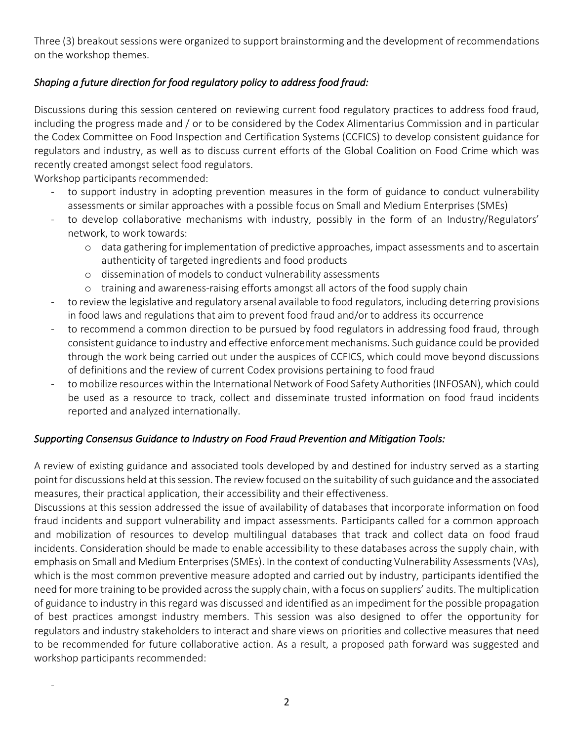Three (3) breakout sessions were organized to support brainstorming and the development of recommendations on the workshop themes.

*Shaping a future direction for food regulatory policy to address food fraud:*

Discussions during this session centered on reviewing current food regulatory practices to address food fraud, including the progress made and / or to be considered by the Codex Alimentarius Commission and in particular the Codex Committee on Food Inspection and Certification Systems (CCFICS) to develop consistent guidance for regulators and industry, as well as to discuss current efforts of the Global Coalition on Food Crime which was recently created amongst select food regulators.

Workshop participants recommended:

- to support industry in adopting prevention measures in the form of guidance to conduct vulnerability assessments or similar approaches with a possible focus on Small and Medium Enterprises (SMEs)
- to develop collaborative mechanisms with industry, possibly in the form of an Industry/Regulators' network, to work towards:
  - data gathering for implementation of predictive approaches, impact assessments and to ascertain authenticity of targeted ingredients and food products
  - dissemination of models to conduct vulnerability assessments
  - training and awareness-raising efforts amongst all actors of the food supply chain
- to review the legislative and regulatory arsenal available to food regulators, including deterring provisions in food laws and regulations that aim to prevent food fraud and/or to address its occurrence
- to recommend a common direction to be pursued by food regulators in addressing food fraud, through consistent guidance to industry and effective enforcement mechanisms. Such guidance could be provided through the work being carried out under the auspices of CCFICS, which could move beyond discussions of definitions and the review of current Codex provisions pertaining to food fraud
- to mobilize resources within the International Network of Food Safety Authorities (INFOSAN), which could be used as a resource to track, collect and disseminate trusted information on food fraud incidents reported and analyzed internationally.

*Supporting Consensus Guidance to Industry on Food Fraud Prevention and Mitigation Tools:*

A review of existing guidance and associated tools developed by and destined for industry served as a starting point for discussions held at this session. The review focused on the suitability of such guidance and the associated measures, their practical application, their accessibility and their effectiveness.

Discussions at this session addressed the issue of availability of databases that incorporate information on food fraud incidents and support vulnerability and impact assessments. Participants called for a common approach and mobilization of resources to develop multilingual databases that track and collect data on food fraud incidents. Consideration should be made to enable accessibility to these databases across the supply chain, with emphasis on Small and Medium Enterprises (SMEs). In the context of conducting Vulnerability Assessments (VAs), which is the most common preventive measure adopted and carried out by industry, participants identified the need for more training to be provided across the supply chain, with a focus on suppliers' audits. The multiplication of guidance to industry in this regard was discussed and identified as an impediment for the possible propagation of best practices amongst industry members. This session was also designed to offer the opportunity for regulators and industry stakeholders to interact and share views on priorities and collective measures that need to be recommended for future collaborative action. As a result, a proposed path forward was suggested and workshop participants recommended:

-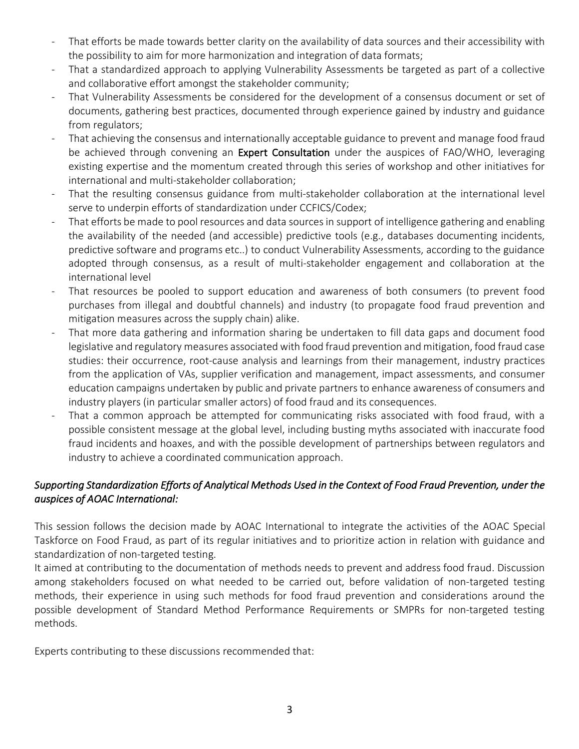- That efforts be made towards better clarity on the availability of data sources and their accessibility with the possibility to aim for more harmonization and integration of data formats;
- That a standardized approach to applying Vulnerability Assessments be targeted as part of a collective and collaborative effort amongst the stakeholder community;
- That Vulnerability Assessments be considered for the development of a consensus document or set of documents, gathering best practices, documented through experience gained by industry and guidance from regulators;
- That achieving the consensus and internationally acceptable guidance to prevent and manage food fraud be achieved through convening an **Expert Consultation** under the auspices of FAO/WHO, leveraging existing expertise and the momentum created through this series of workshop and other initiatives for international and multi-stakeholder collaboration;
- That the resulting consensus guidance from multi-stakeholder collaboration at the international level serve to underpin efforts of standardization under CCFICS/Codex;
- That efforts be made to pool resources and data sources in support of intelligence gathering and enabling the availability of the needed (and accessible) predictive tools (e.g., databases documenting incidents, predictive software and programs etc..) to conduct Vulnerability Assessments, according to the guidance adopted through consensus, as a result of multi-stakeholder engagement and collaboration at the international level
- That resources be pooled to support education and awareness of both consumers (to prevent food purchases from illegal and doubtful channels) and industry (to propagate food fraud prevention and mitigation measures across the supply chain) alike.
- That more data gathering and information sharing be undertaken to fill data gaps and document food legislative and regulatory measures associated with food fraud prevention and mitigation, food fraud case studies: their occurrence, root-cause analysis and learnings from their management, industry practices from the application of VAs, supplier verification and management, impact assessments, and consumer education campaigns undertaken by public and private partners to enhance awareness of consumers and industry players (in particular smaller actors) of food fraud and its consequences.
- That a common approach be attempted for communicating risks associated with food fraud, with a possible consistent message at the global level, including busting myths associated with inaccurate food fraud incidents and hoaxes, and with the possible development of partnerships between regulators and industry to achieve a coordinated communication approach.

*Supporting Standardization Efforts of Analytical Methods Used in the Context of Food Fraud Prevention, under the auspices of AOAC International:*

This session follows the decision made by AOAC International to integrate the activities of the AOAC Special Taskforce on Food Fraud, as part of its regular initiatives and to prioritize action in relation with guidance and standardization of non-targeted testing.

It aimed at contributing to the documentation of methods needs to prevent and address food fraud. Discussion among stakeholders focused on what needed to be carried out, before validation of non-targeted testing methods, their experience in using such methods for food fraud prevention and considerations around the possible development of Standard Method Performance Requirements or SMPRs for non-targeted testing methods.

Experts contributing to these discussions recommended that: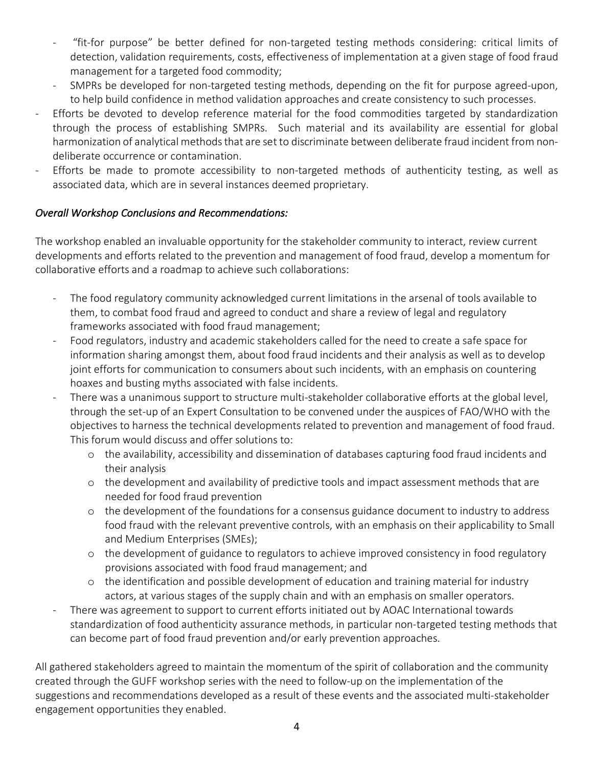- "fit-for purpose" be better defined for non-targeted testing methods considering: critical limits of detection, validation requirements, costs, effectiveness of implementation at a given stage of food fraud management for a targeted food commodity;
  - SMPRs be developed for non-targeted testing methods, depending on the fit for purpose agreed-upon, to help build confidence in method validation approaches and create consistency to such processes.
- Efforts be devoted to develop reference material for the food commodities targeted by standardization through the process of establishing SMPRs. Such material and its availability are essential for global harmonization of analytical methods that are set to discriminate between deliberate fraud incident from non-deliberate occurrence or contamination.
- Efforts be made to promote accessibility to non-targeted methods of authenticity testing, as well as associated data, which are in several instances deemed proprietary.

*Overall Workshop Conclusions and Recommendations:*

The workshop enabled an invaluable opportunity for the stakeholder community to interact, review current developments and efforts related to the prevention and management of food fraud, develop a momentum for collaborative efforts and a roadmap to achieve such collaborations:

- The food regulatory community acknowledged current limitations in the arsenal of tools available to them, to combat food fraud and agreed to conduct and share a review of legal and regulatory frameworks associated with food fraud management;
- Food regulators, industry and academic stakeholders called for the need to create a safe space for information sharing amongst them, about food fraud incidents and their analysis as well as to develop joint efforts for communication to consumers about such incidents, with an emphasis on countering hoaxes and busting myths associated with false incidents.
- There was a unanimous support to structure multi-stakeholder collaborative efforts at the global level, through the set-up of an Expert Consultation to be convened under the auspices of FAO/WHO with the objectives to harness the technical developments related to prevention and management of food fraud. This forum would discuss and offer solutions to:
  - the availability, accessibility and dissemination of databases capturing food fraud incidents and their analysis
  - the development and availability of predictive tools and impact assessment methods that are needed for food fraud prevention
  - the development of the foundations for a consensus guidance document to industry to address food fraud with the relevant preventive controls, with an emphasis on their applicability to Small and Medium Enterprises (SMEs);
  - the development of guidance to regulators to achieve improved consistency in food regulatory provisions associated with food fraud management; and
  - the identification and possible development of education and training material for industry actors, at various stages of the supply chain and with an emphasis on smaller operators.
- There was agreement to support to current efforts initiated out by AOAC International towards standardization of food authenticity assurance methods, in particular non-targeted testing methods that can become part of food fraud prevention and/or early prevention approaches.

All gathered stakeholders agreed to maintain the momentum of the spirit of collaboration and the community created through the GUFF workshop series with the need to follow-up on the implementation of the suggestions and recommendations developed as a result of these events and the associated multi-stakeholder engagement opportunities they enabled.